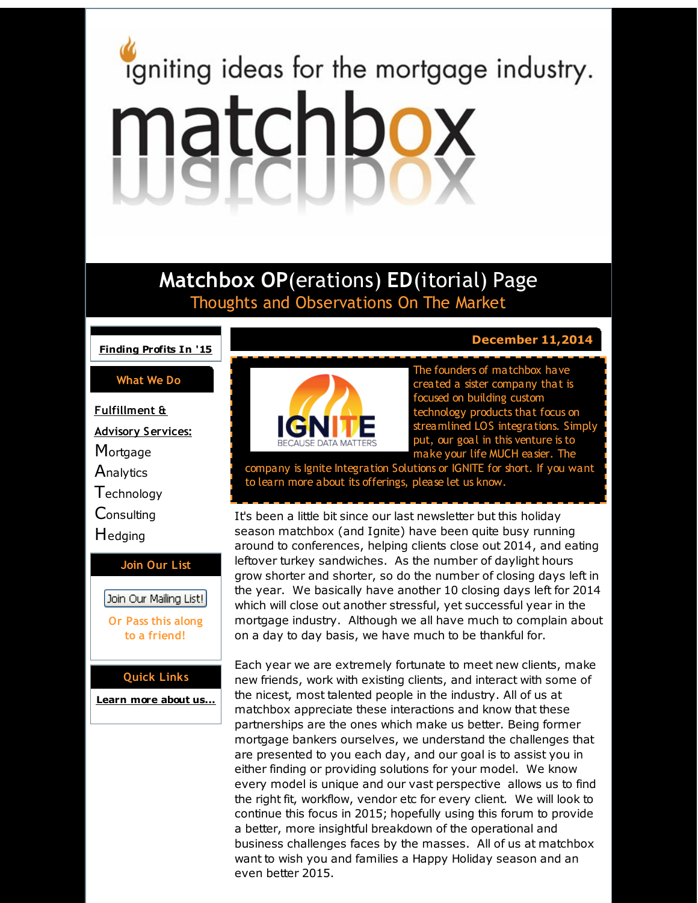igniting ideas for the mortgage industry.

# matchbox

## Matchbox OP(erations) ED(itorial) Page

### Thoughts and Observations On The Market

**Finding Profits In '15**

**What We Do**

**Fulfillment & Advisory Services:**

- Mortgage
- Analytics
- Technology
- Consulting
- Hedging

**Join Our List**

Join Our Mailing List!

Or Pass this along to a friend!

**Quick Links**

**Learn more about us...**

**December 11,2014**

IGNITE BECAUSE DATA MATTERS

The founders of matchbox have created a sister company that is focused on building custom technology products that focus on streamlined LOS integrations. Simply put, our goal in this venture is to make your life MUCH easier. The company is Ignite Integration Solutions or IGNITE for short. If you want to learn more about its offerings, please let us know.

It's been a little bit since our last newsletter but this holiday season matchbox (and Ignite) have been quite busy running around to conferences, helping clients close out 2014, and eating leftover turkey sandwiches. As the number of daylight hours grow shorter and shorter, so do the number of closing days left in the year. We basically have another 10 closing days left for 2014 which will close out another stressful, yet successful year in the mortgage industry. Although we all have much to complain about on a day to day basis, we have much to be thankful for.

Each year we are extremely fortunate to meet new clients, make new friends, work with existing clients, and interact with some of the nicest, most talented people in the industry. All of us at matchbox appreciate these interactions and know that these partnerships are the ones which make us better. Being former mortgage bankers ourselves, we understand the challenges that are presented to you each day, and our goal is to assist you in either finding or providing solutions for your model. We know every model is unique and our vast perspective allows us to find the right fit, workflow, vendor etc for every client. We will look to continue this focus in 2015; hopefully using this forum to provide a better, more insightful breakdown of the operational and business challenges faces by the masses. All of us at matchbox want to wish you and families a Happy Holiday season and an even better 2015.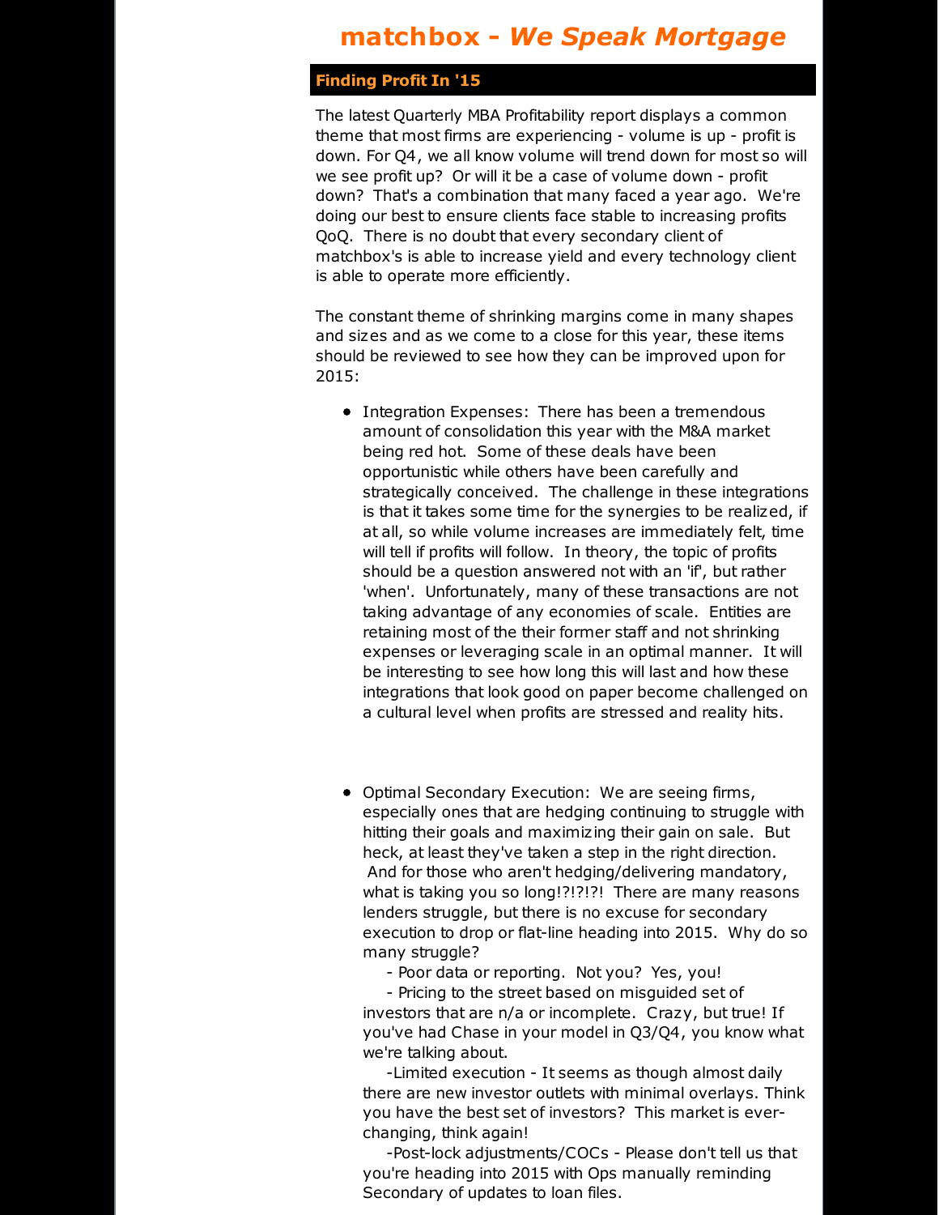# matchbox - *We Speak Mortgage*

## Finding Profit In '15

The latest Quarterly MBA Profitability report displays a common theme that most firms are experiencing - volume is up - profit is down. For Q4, we all know volume will trend down for most so will we see profit up? Or will it be a case of volume down - profit down? That's a combination that many faced a year ago. We're doing our best to ensure clients face stable to increasing profits QoQ. There is no doubt that every secondary client of matchbox's is able to increase yield and every technology client is able to operate more efficiently.

The constant theme of shrinking margins come in many shapes and sizes and as we come to a close for this year, these items should be reviewed to see how they can be improved upon for 2015:

- Integration Expenses: There has been a tremendous amount of consolidation this year with the M&A market being red hot. Some of these deals have been opportunistic while others have been carefully and strategically conceived. The challenge in these integrations is that it takes some time for the synergies to be realized, if at all, so while volume increases are immediately felt, time will tell if profits will follow. In theory, the topic of profits should be a question answered not with an 'if', but rather 'when'. Unfortunately, many of these transactions are not taking advantage of any economies of scale. Entities are retaining most of the their former staff and not shrinking expenses or leveraging scale in an optimal manner. It will be interesting to see how long this will last and how these integrations that look good on paper become challenged on a cultural level when profits are stressed and reality hits.

- Optimal Secondary Execution: We are seeing firms, especially ones that are hedging continuing to struggle with hitting their goals and maximizing their gain on sale. But heck, at least they've taken a step in the right direction. And for those who aren't hedging/delivering mandatory, what is taking you so long!?!?!?! There are many reasons lenders struggle, but there is no excuse for secondary execution to drop or flat-line heading into 2015. Why do so many struggle?
  - Poor data or reporting. Not you? Yes, you!
  - Pricing to the street based on misguided set of investors that are n/a or incomplete. Crazy, but true! If you've had Chase in your model in Q3/Q4, you know what we're talking about.
  - Limited execution - It seems as though almost daily there are new investor outlets with minimal overlays. Think you have the best set of investors? This market is ever-changing, think again!
  - Post-lock adjustments/COCs - Please don't tell us that you're heading into 2015 with Ops manually reminding Secondary of updates to loan files.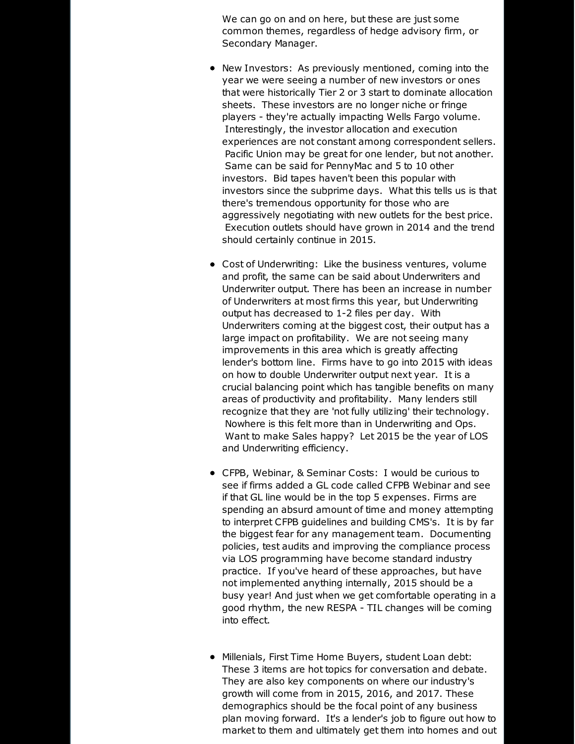We can go on and on here, but these are just some common themes, regardless of hedge advisory firm, or Secondary Manager.

- New Investors: As previously mentioned, coming into the year we were seeing a number of new investors or ones that were historically Tier 2 or 3 start to dominate allocation sheets. These investors are no longer niche or fringe players - they're actually impacting Wells Fargo volume. Interestingly, the investor allocation and execution experiences are not constant among correspondent sellers. Pacific Union may be great for one lender, but not another. Same can be said for PennyMac and 5 to 10 other investors. Bid tapes haven't been this popular with investors since the subprime days. What this tells us is that there's tremendous opportunity for those who are aggressively negotiating with new outlets for the best price. Execution outlets should have grown in 2014 and the trend should certainly continue in 2015.

- Cost of Underwriting: Like the business ventures, volume and profit, the same can be said about Underwriters and Underwriter output. There has been an increase in number of Underwriters at most firms this year, but Underwriting output has decreased to 1-2 files per day. With Underwriters coming at the biggest cost, their output has a large impact on profitability. We are not seeing many improvements in this area which is greatly affecting lender's bottom line. Firms have to go into 2015 with ideas on how to double Underwriter output next year. It is a crucial balancing point which has tangible benefits on many areas of productivity and profitability. Many lenders still recognize that they are 'not fully utilizing' their technology. Nowhere is this felt more than in Underwriting and Ops. Want to make Sales happy? Let 2015 be the year of LOS and Underwriting efficiency.

- CFPB, Webinar, & Seminar Costs: I would be curious to see if firms added a GL code called CFPB Webinar and see if that GL line would be in the top 5 expenses. Firms are spending an absurd amount of time and money attempting to interpret CFPB guidelines and building CMS's. It is by far the biggest fear for any management team. Documenting policies, test audits and improving the compliance process via LOS programming have become standard industry practice. If you've heard of these approaches, but have not implemented anything internally, 2015 should be a busy year! And just when we get comfortable operating in a good rhythm, the new RESPA - TIL changes will be coming into effect.

- Millenials, First Time Home Buyers, student Loan debt: These 3 items are hot topics for conversation and debate. They are also key components on where our industry's growth will come from in 2015, 2016, and 2017. These demographics should be the focal point of any business plan moving forward. It's a lender's job to figure out how to market to them and ultimately get them into homes and out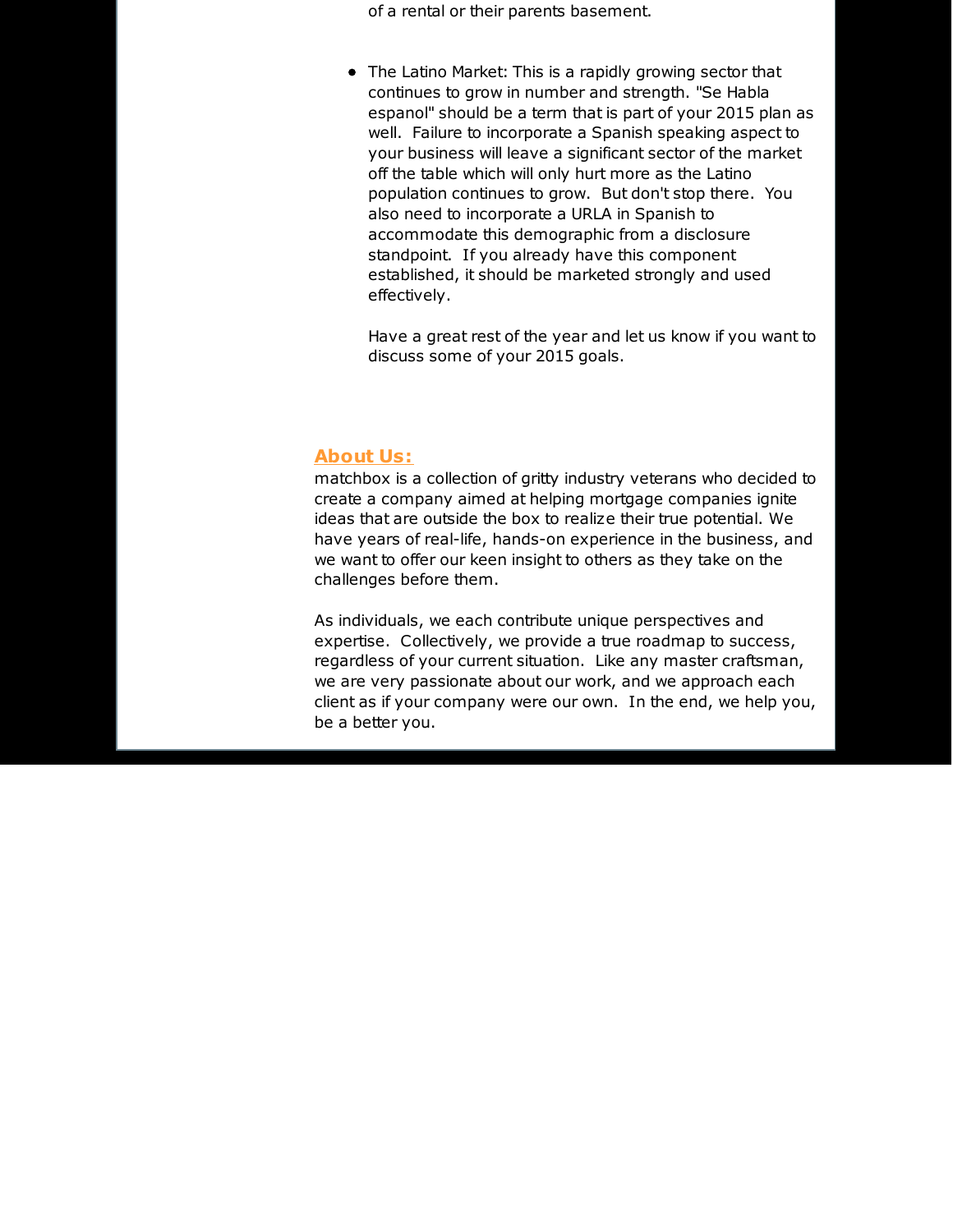of a rental or their parents basement.

- The Latino Market: This is a rapidly growing sector that continues to grow in number and strength. "Se Habla espanol" should be a term that is part of your 2015 plan as well. Failure to incorporate a Spanish speaking aspect to your business will leave a significant sector of the market off the table which will only hurt more as the Latino population continues to grow. But don't stop there. You also need to incorporate a URLA in Spanish to accommodate this demographic from a disclosure standpoint. If you already have this component established, it should be marketed strongly and used effectively.

  Have a great rest of the year and let us know if you want to discuss some of your 2015 goals.

## About Us:

matchbox is a collection of gritty industry veterans who decided to create a company aimed at helping mortgage companies ignite ideas that are outside the box to realize their true potential. We have years of real-life, hands-on experience in the business, and we want to offer our keen insight to others as they take on the challenges before them.

As individuals, we each contribute unique perspectives and expertise. Collectively, we provide a true roadmap to success, regardless of your current situation. Like any master craftsman, we are very passionate about our work, and we approach each client as if your company were our own. In the end, we help you, be a better you.